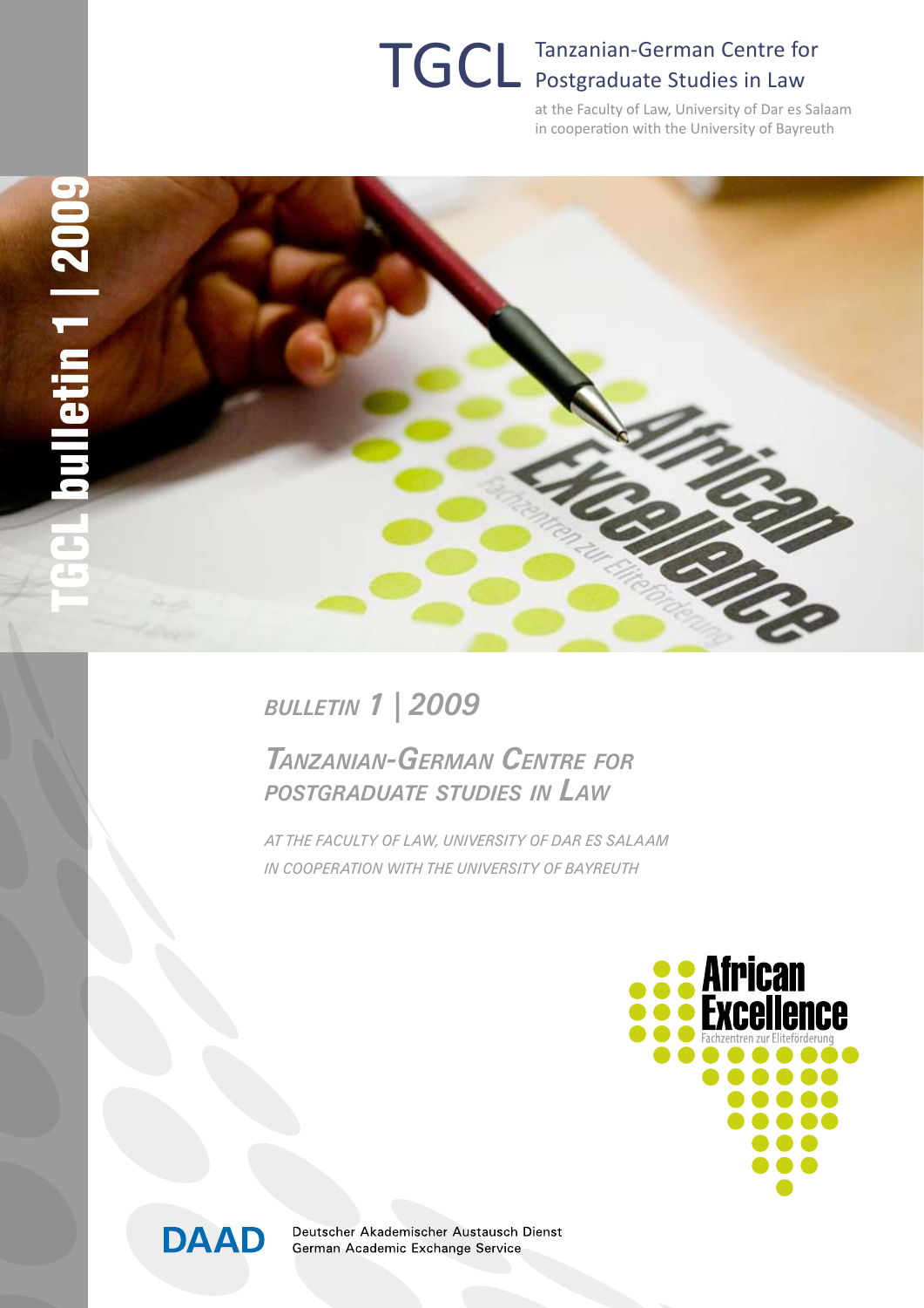# TGCL Tanzanian-German Centre for Postgraduate Studies in Law

at the Faculty of Law, University of Dar es Salaam
in cooperation with the University of Bayreuth

TGCL bulletin 1 | 2009

## *Bulletin 1 | 2009*

## *Tanzanian-German Centre for Postgraduate Studies in Law*

*at the Faculty of Law, University of Dar es Salaam*
*in cooperation with the University of Bayreuth*

African Excellence
Fachzentren zur Eliteförderung

DAAD
Deutscher Akademischer Austausch Dienst
German Academic Exchange Service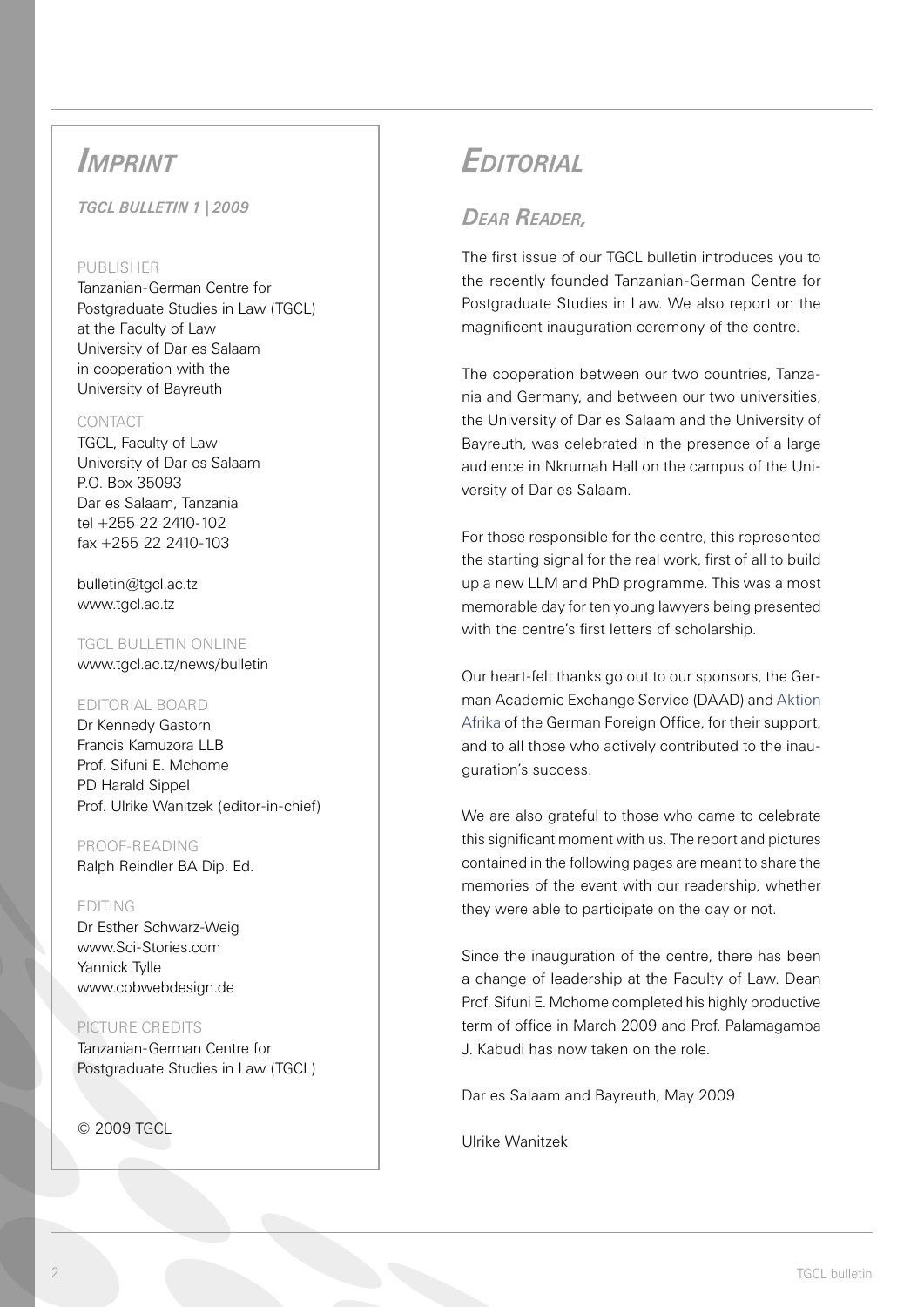# *Imprint*

***TGCL Bulletin 1 | 2009***

PUBLISHER

Tanzanian-German Centre for Postgraduate Studies in Law (TGCL) at the Faculty of Law University of Dar es Salaam in cooperation with the University of Bayreuth

CONTACT

TGCL, Faculty of Law
University of Dar es Salaam
P.O. Box 35093
Dar es Salaam, Tanzania
tel +255 22 2410-102
fax +255 22 2410-103

bulletin@tgcl.ac.tz
www.tgcl.ac.tz

TGCL BULLETIN ONLINE

www.tgcl.ac.tz/news/bulletin

EDITORIAL BOARD

Dr Kennedy Gastorn
Francis Kamuzora LLB
Prof. Sifuni E. Mchome
PD Harald Sippel
Prof. Ulrike Wanitzek (editor-in-chief)

PROOF-READING

Ralph Reindler BA Dip. Ed.

EDITING

Dr Esther Schwarz-Weig
www.Sci-Stories.com
Yannick Tylle
www.cobwebdesign.de

PICTURE CREDITS

Tanzanian-German Centre for Postgraduate Studies in Law (TGCL)

© 2009 TGCL

# *Editorial*

## *Dear Reader,*

The first issue of our TGCL bulletin introduces you to the recently founded Tanzanian-German Centre for Postgraduate Studies in Law. We also report on the magnificent inauguration ceremony of the centre.

The cooperation between our two countries, Tanzania and Germany, and between our two universities, the University of Dar es Salaam and the University of Bayreuth, was celebrated in the presence of a large audience in Nkrumah Hall on the campus of the University of Dar es Salaam.

For those responsible for the centre, this represented the starting signal for the real work, first of all to build up a new LLM and PhD programme. This was a most memorable day for ten young lawyers being presented with the centre's first letters of scholarship.

Our heart-felt thanks go out to our sponsors, the German Academic Exchange Service (DAAD) and Aktion Afrika of the German Foreign Office, for their support, and to all those who actively contributed to the inauguration's success.

We are also grateful to those who came to celebrate this significant moment with us. The report and pictures contained in the following pages are meant to share the memories of the event with our readership, whether they were able to participate on the day or not.

Since the inauguration of the centre, there has been a change of leadership at the Faculty of Law. Dean Prof. Sifuni E. Mchome completed his highly productive term of office in March 2009 and Prof. Palamagamba J. Kabudi has now taken on the role.

Dar es Salaam and Bayreuth, May 2009

Ulrike Wanitzek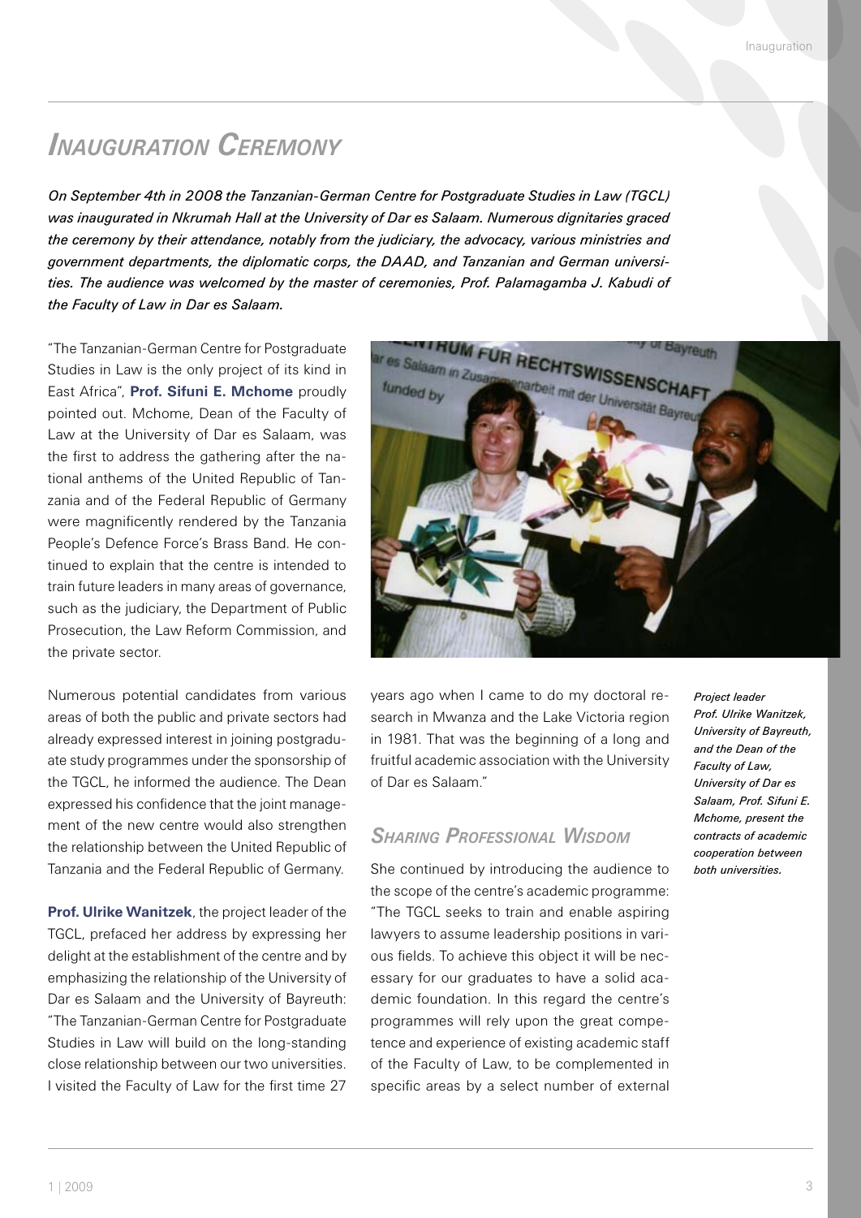# *Inauguration Ceremony*

*On September 4th in 2008 the Tanzanian-German Centre for Postgraduate Studies in Law (TGCL) was inaugurated in Nkrumah Hall at the University of Dar es Salaam. Numerous dignitaries graced the ceremony by their attendance, notably from the judiciary, the advocacy, various ministries and government departments, the diplomatic corps, the DAAD, and Tanzanian and German universities. The audience was welcomed by the master of ceremonies, Prof. Palamagamba J. Kabudi of the Faculty of Law in Dar es Salaam.*

"The Tanzanian-German Centre for Postgraduate Studies in Law is the only project of its kind in East Africa", **Prof. Sifuni E. Mchome** proudly pointed out. Mchome, Dean of the Faculty of Law at the University of Dar es Salaam, was the first to address the gathering after the national anthems of the United Republic of Tanzania and of the Federal Republic of Germany were magnificently rendered by the Tanzania People's Defence Force's Brass Band. He continued to explain that the centre is intended to train future leaders in many areas of governance, such as the judiciary, the Department of Public Prosecution, the Law Reform Commission, and the private sector.

Numerous potential candidates from various areas of both the public and private sectors had already expressed interest in joining postgraduate study programmes under the sponsorship of the TGCL, he informed the audience. The Dean expressed his confidence that the joint management of the new centre would also strengthen the relationship between the United Republic of Tanzania and the Federal Republic of Germany.

**Prof. Ulrike Wanitzek**, the project leader of the TGCL, prefaced her address by expressing her delight at the establishment of the centre and by emphasizing the relationship of the University of Dar es Salaam and the University of Bayreuth: "The Tanzanian-German Centre for Postgraduate Studies in Law will build on the long-standing close relationship between our two universities. I visited the Faculty of Law for the first time 27 years ago when I came to do my doctoral research in Mwanza and the Lake Victoria region in 1981. That was the beginning of a long and fruitful academic association with the University of Dar es Salaam."

*Project leader Prof. Ulrike Wanitzek, University of Bayreuth, and the Dean of the Faculty of Law, University of Dar es Salaam, Prof. Sifuni E. Mchome, present the contracts of academic cooperation between both universities.*

## *Sharing Professional Wisdom*

She continued by introducing the audience to the scope of the centre's academic programme: "The TGCL seeks to train and enable aspiring lawyers to assume leadership positions in various fields. To achieve this object it will be necessary for our graduates to have a solid academic foundation. In this regard the centre's programmes will rely upon the great competence and experience of existing academic staff of the Faculty of Law, to be complemented in specific areas by a select number of external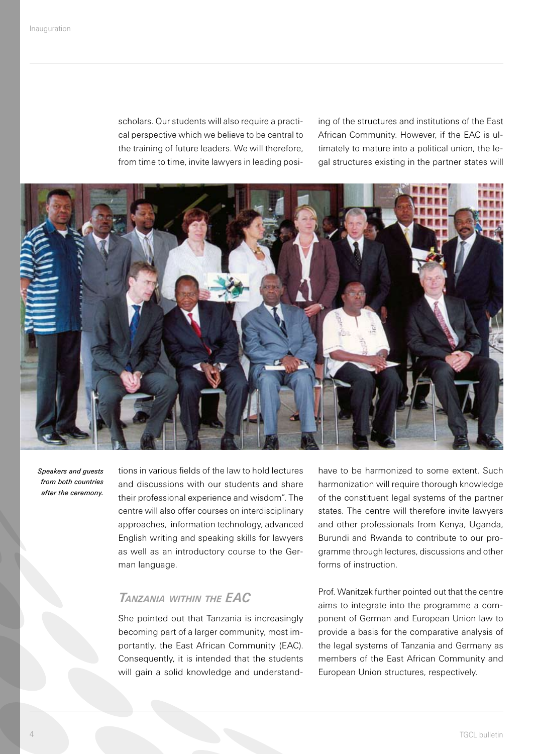scholars. Our students will also require a practical perspective which we believe to be central to the training of future leaders. We will therefore, from time to time, invite lawyers in leading positions in various fields of the law to hold lectures and discussions with our students and share their professional experience and wisdom". The centre will also offer courses on interdisciplinary approaches, information technology, advanced English writing and speaking skills for lawyers as well as an introductory course to the German language.

*Speakers and guests from both countries after the ceremony.*

## *Tanzania within the EAC*

She pointed out that Tanzania is increasingly becoming part of a larger community, most importantly, the East African Community (EAC). Consequently, it is intended that the students will gain a solid knowledge and understanding of the structures and institutions of the East African Community. However, if the EAC is ultimately to mature into a political union, the legal structures existing in the partner states will have to be harmonized to some extent. Such harmonization will require thorough knowledge of the constituent legal systems of the partner states. The centre will therefore invite lawyers and other professionals from Kenya, Uganda, Burundi and Rwanda to contribute to our programme through lectures, discussions and other forms of instruction.

Prof. Wanitzek further pointed out that the centre aims to integrate into the programme a component of German and European Union law to provide a basis for the comparative analysis of the legal systems of Tanzania and Germany as members of the East African Community and European Union structures, respectively.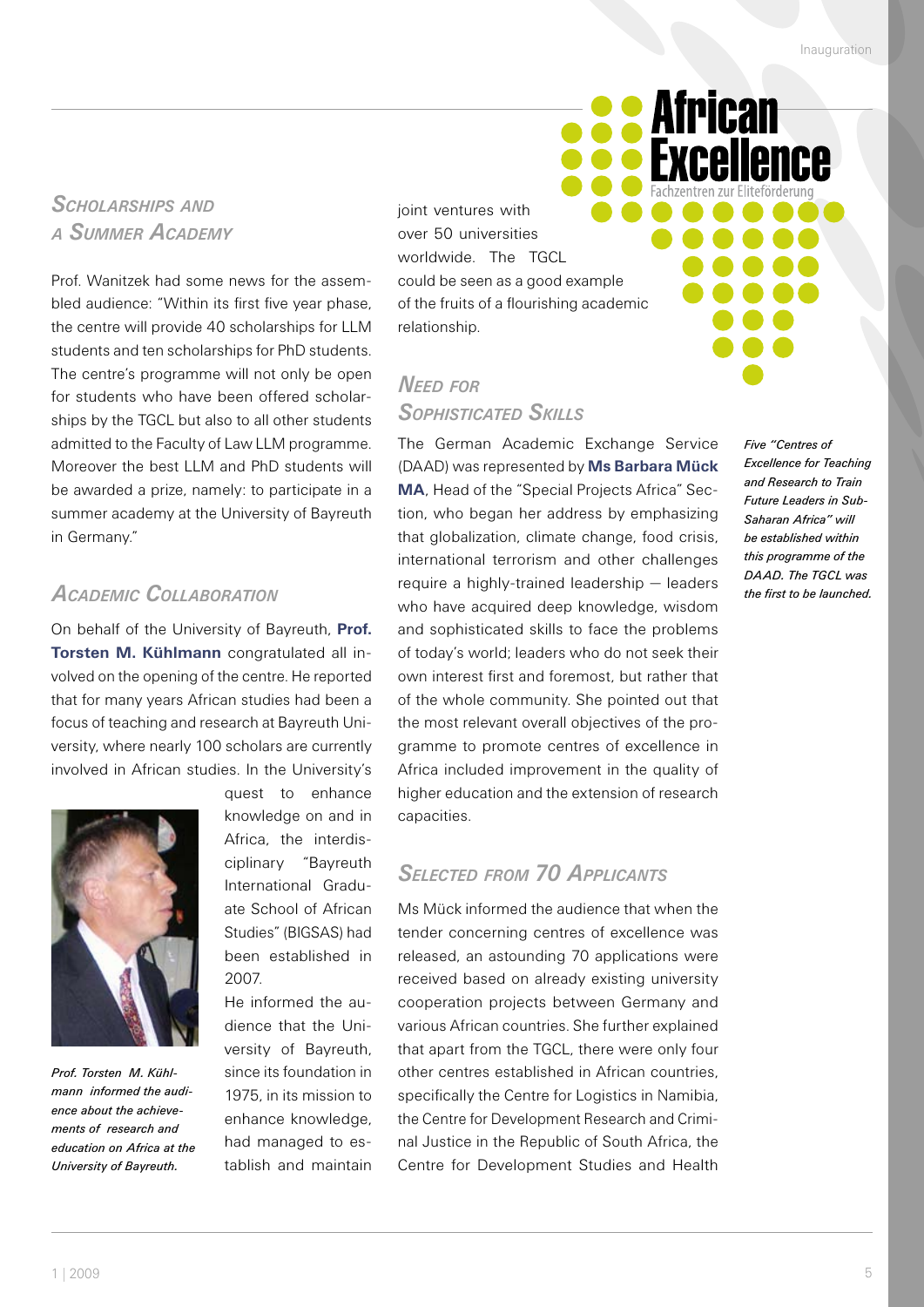## *Scholarships and a Summer Academy*

Prof. Wanitzek had some news for the assembled audience: "Within its first five year phase, the centre will provide 40 scholarships for LLM students and ten scholarships for PhD students. The centre's programme will not only be open for students who have been offered scholarships by the TGCL but also to all other students admitted to the Faculty of Law LLM programme. Moreover the best LLM and PhD students will be awarded a prize, namely: to participate in a summer academy at the University of Bayreuth in Germany."

## *Academic Collaboration*

On behalf of the University of Bayreuth, **Prof. Torsten M. Kühlmann** congratulated all involved on the opening of the centre. He reported that for many years African studies had been a focus of teaching and research at Bayreuth University, where nearly 100 scholars are currently involved in African studies. In the University's quest to enhance knowledge on and in Africa, the interdisciplinary "Bayreuth International Graduate School of African Studies" (BIGSAS) had been established in 2007.

*Prof. Torsten M. Kühlmann informed the audience about the achievements of research and education on Africa at the University of Bayreuth.*

He informed the audience that the University of Bayreuth, since its foundation in 1975, in its mission to enhance knowledge, had managed to establish and maintain joint ventures with over 50 universities worldwide. The TGCL could be seen as a good example of the fruits of a flourishing academic relationship.

## *Need for Sophisticated Skills*

The German Academic Exchange Service (DAAD) was represented by **Ms Barbara Mück MA**, Head of the "Special Projects Africa" Section, who began her address by emphasizing that globalization, climate change, food crisis, international terrorism and other challenges require a highly-trained leadership – leaders who have acquired deep knowledge, wisdom and sophisticated skills to face the problems of today's world; leaders who do not seek their own interest first and foremost, but rather that of the whole community. She pointed out that the most relevant overall objectives of the programme to promote centres of excellence in Africa included improvement in the quality of higher education and the extension of research capacities.

*Five "Centres of Excellence for Teaching and Research to Train Future Leaders in Sub-Saharan Africa" will be established within this programme of the DAAD. The TGCL was the first to be launched.*

## *Selected from 70 Applicants*

Ms Mück informed the audience that when the tender concerning centres of excellence was released, an astounding 70 applications were received based on already existing university cooperation projects between Germany and various African countries. She further explained that apart from the TGCL, there were only four other centres established in African countries, specifically the Centre for Logistics in Namibia, the Centre for Development Research and Criminal Justice in the Republic of South Africa, the Centre for Development Studies and Health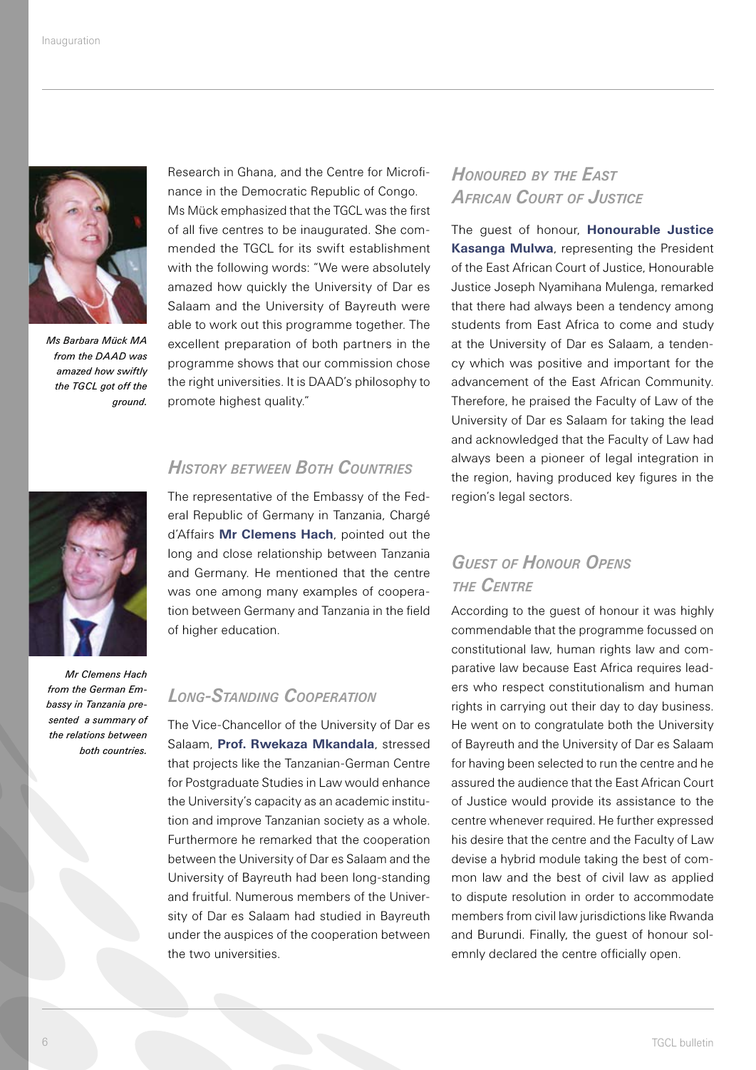*Ms Barbara Mück MA from the DAAD was amazed how swiftly the TGCL got off the ground.*

Research in Ghana, and the Centre for Microfinance in the Democratic Republic of Congo. Ms Mück emphasized that the TGCL was the first of all five centres to be inaugurated. She commended the TGCL for its swift establishment with the following words: "We were absolutely amazed how quickly the University of Dar es Salaam and the University of Bayreuth were able to work out this programme together. The excellent preparation of both partners in the programme shows that our commission chose the right universities. It is DAAD's philosophy to promote highest quality."

## History between Both Countries

*Mr Clemens Hach from the German Embassy in Tanzania presented a summary of the relations between both countries.*

The representative of the Embassy of the Federal Republic of Germany in Tanzania, Chargé d'Affairs **Mr Clemens Hach**, pointed out the long and close relationship between Tanzania and Germany. He mentioned that the centre was one among many examples of cooperation between Germany and Tanzania in the field of higher education.

## Long-Standing Cooperation

The Vice-Chancellor of the University of Dar es Salaam, **Prof. Rwekaza Mkandala**, stressed that projects like the Tanzanian-German Centre for Postgraduate Studies in Law would enhance the University's capacity as an academic institution and improve Tanzanian society as a whole. Furthermore he remarked that the cooperation between the University of Dar es Salaam and the University of Bayreuth had been long-standing and fruitful. Numerous members of the University of Dar es Salaam had studied in Bayreuth under the auspices of the cooperation between the two universities.

## Honoured by the East African Court of Justice

The guest of honour, **Honourable Justice Kasanga Mulwa**, representing the President of the East African Court of Justice, Honourable Justice Joseph Nyamihana Mulenga, remarked that there had always been a tendency among students from East Africa to come and study at the University of Dar es Salaam, a tendency which was positive and important for the advancement of the East African Community. Therefore, he praised the Faculty of Law of the University of Dar es Salaam for taking the lead and acknowledged that the Faculty of Law had always been a pioneer of legal integration in the region, having produced key figures in the region's legal sectors.

## Guest of Honour Opens the Centre

According to the guest of honour it was highly commendable that the programme focussed on constitutional law, human rights law and comparative law because East Africa requires leaders who respect constitutionalism and human rights in carrying out their day to day business. He went on to congratulate both the University of Bayreuth and the University of Dar es Salaam for having been selected to run the centre and he assured the audience that the East African Court of Justice would provide its assistance to the centre whenever required. He further expressed his desire that the centre and the Faculty of Law devise a hybrid module taking the best of common law and the best of civil law as applied to dispute resolution in order to accommodate members from civil law jurisdictions like Rwanda and Burundi. Finally, the guest of honour solemnly declared the centre officially open.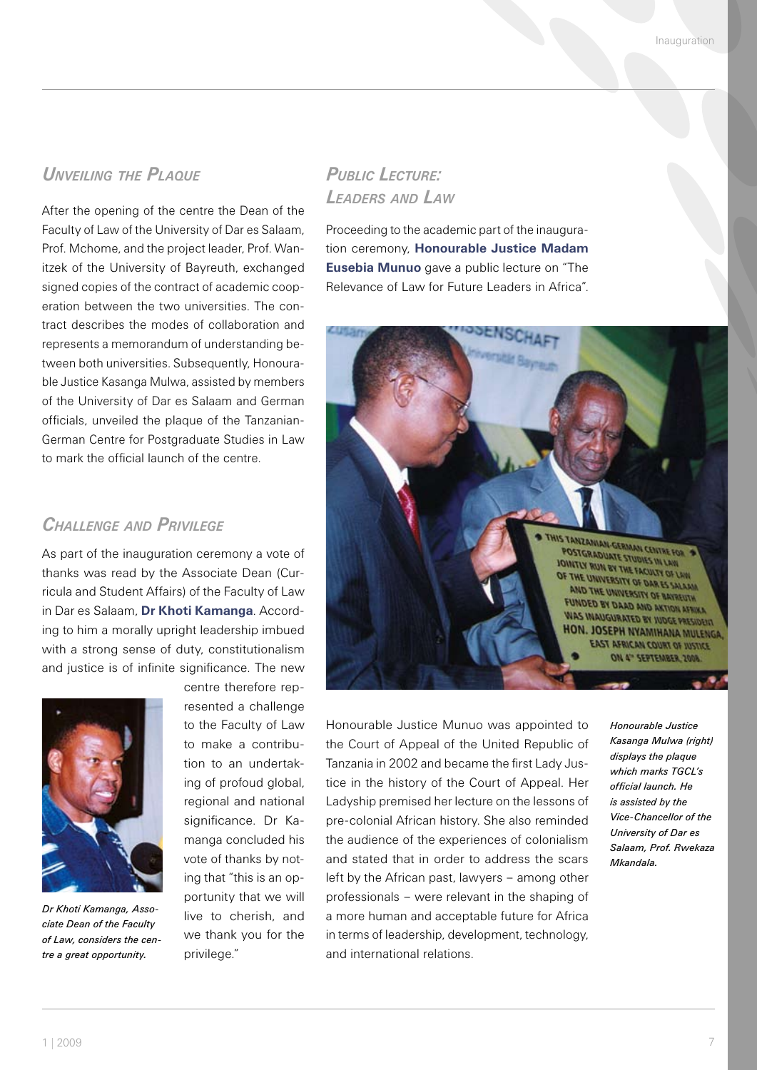## *Unveiling the Plaque*

After the opening of the centre the Dean of the Faculty of Law of the University of Dar es Salaam, Prof. Mchome, and the project leader, Prof. Wanitzek of the University of Bayreuth, exchanged signed copies of the contract of academic cooperation between the two universities. The contract describes the modes of collaboration and represents a memorandum of understanding between both universities. Subsequently, Honourable Justice Kasanga Mulwa, assisted by members of the University of Dar es Salaam and German officials, unveiled the plaque of the Tanzanian-German Centre for Postgraduate Studies in Law to mark the official launch of the centre.

## *Challenge and Privilege*

As part of the inauguration ceremony a vote of thanks was read by the Associate Dean (Curricula and Student Affairs) of the Faculty of Law in Dar es Salaam, **Dr Khoti Kamanga**. According to him a morally upright leadership imbued with a strong sense of duty, constitutionalism and justice is of infinite significance. The new centre therefore represented a challenge to the Faculty of Law to make a contribution to an undertaking of profound global, regional and national significance. Dr Kamanga concluded his vote of thanks by noting that "this is an opportunity that we will live to cherish, and we thank you for the privilege."

*Dr Khoti Kamanga, Associate Dean of the Faculty of Law, considers the centre a great opportunity.*

## *Public Lecture: Leaders and Law*

Proceeding to the academic part of the inauguration ceremony, **Honourable Justice Madam Eusebia Munuo** gave a public lecture on "The Relevance of Law for Future Leaders in Africa".

*Honourable Justice Kasanga Mulwa (right) displays the plaque which marks TGCL's official launch. He is assisted by the Vice-Chancellor of the University of Dar es Salaam, Prof. Rwekaza Mkandala.*

Honourable Justice Munuo was appointed to the Court of Appeal of the United Republic of Tanzania in 2002 and became the first Lady Justice in the history of the Court of Appeal. Her Ladyship premised her lecture on the lessons of pre-colonial African history. She also reminded the audience of the experiences of colonialism and stated that in order to address the scars left by the African past, lawyers – among other professionals – were relevant in the shaping of a more human and acceptable future for Africa in terms of leadership, development, technology, and international relations.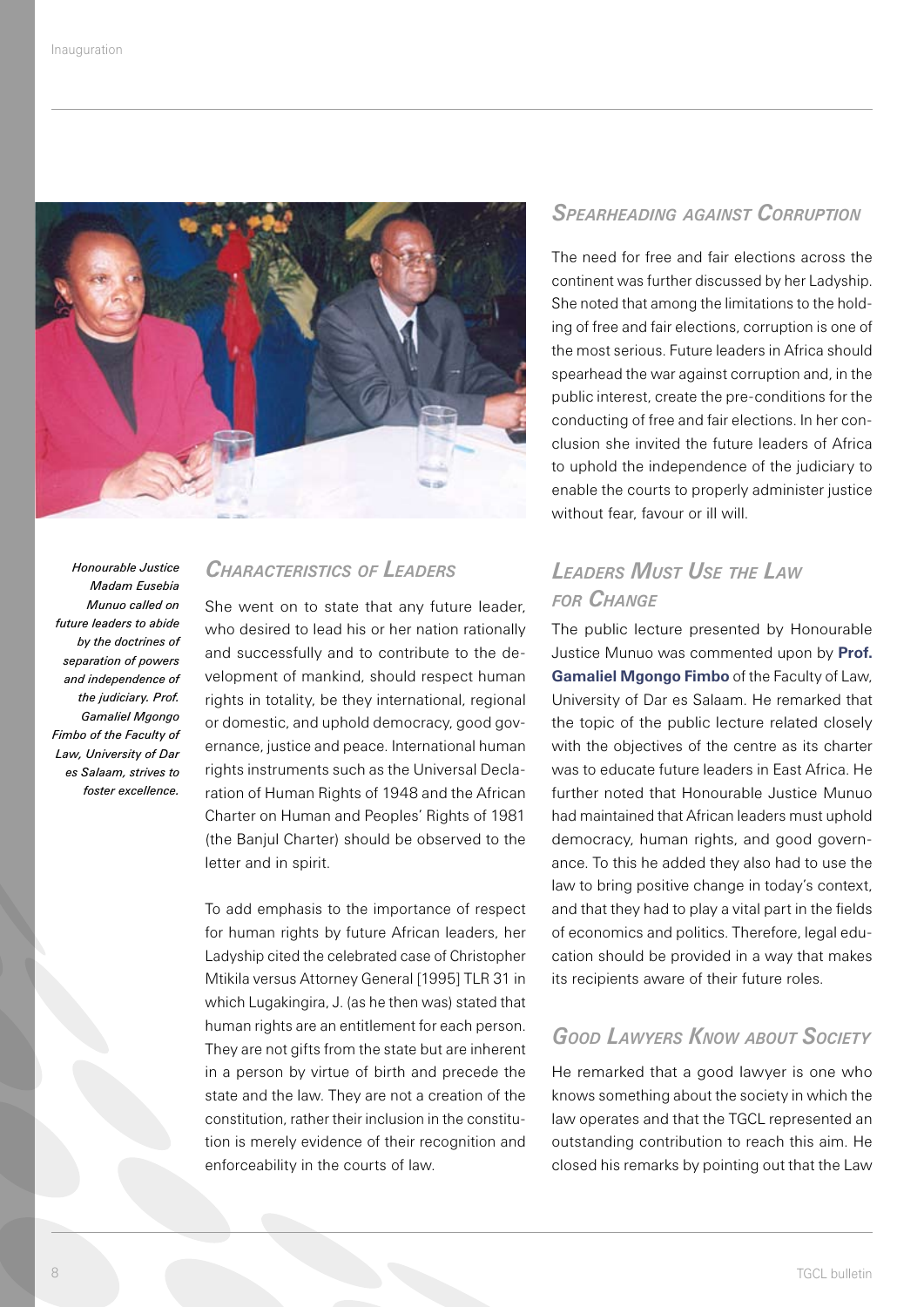*Honourable Justice Madam Eusebia Munuo called on future leaders to abide by the doctrines of separation of powers and independence of the judiciary. Prof. Gamaliel Mgongo Fimbo of the Faculty of Law, University of Dar es Salaam, strives to foster excellence.*

## *Characteristics of Leaders*

She went on to state that any future leader, who desired to lead his or her nation rationally and successfully and to contribute to the development of mankind, should respect human rights in totality, be they international, regional or domestic, and uphold democracy, good governance, justice and peace. International human rights instruments such as the Universal Declaration of Human Rights of 1948 and the African Charter on Human and Peoples' Rights of 1981 (the Banjul Charter) should be observed to the letter and in spirit.

To add emphasis to the importance of respect for human rights by future African leaders, her Ladyship cited the celebrated case of Christopher Mtikila versus Attorney General [1995] TLR 31 in which Lugakingira, J. (as he then was) stated that human rights are an entitlement for each person. They are not gifts from the state but are inherent in a person by virtue of birth and precede the state and the law. They are not a creation of the constitution, rather their inclusion in the constitution is merely evidence of their recognition and enforceability in the courts of law.

## *Spearheading against Corruption*

The need for free and fair elections across the continent was further discussed by her Ladyship. She noted that among the limitations to the holding of free and fair elections, corruption is one of the most serious. Future leaders in Africa should spearhead the war against corruption and, in the public interest, create the pre-conditions for the conducting of free and fair elections. In her conclusion she invited the future leaders of Africa to uphold the independence of the judiciary to enable the courts to properly administer justice without fear, favour or ill will.

## *Leaders Must Use the Law for Change*

The public lecture presented by Honourable Justice Munuo was commented upon by **Prof. Gamaliel Mgongo Fimbo** of the Faculty of Law, University of Dar es Salaam. He remarked that the topic of the public lecture related closely with the objectives of the centre as its charter was to educate future leaders in East Africa. He further noted that Honourable Justice Munuo had maintained that African leaders must uphold democracy, human rights, and good governance. To this he added they also had to use the law to bring positive change in today's context, and that they had to play a vital part in the fields of economics and politics. Therefore, legal education should be provided in a way that makes its recipients aware of their future roles.

## *Good Lawyers Know about Society*

He remarked that a good lawyer is one who knows something about the society in which the law operates and that the TGCL represented an outstanding contribution to reach this aim. He closed his remarks by pointing out that the Law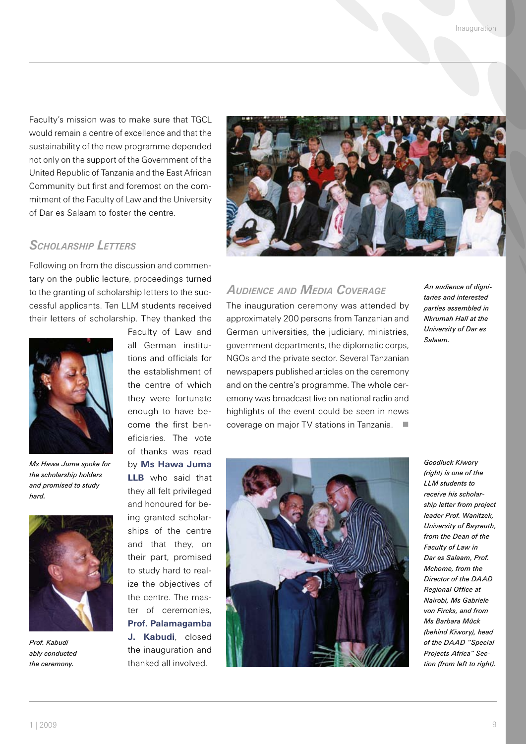Faculty's mission was to make sure that TGCL would remain a centre of excellence and that the sustainability of the new programme depended not only on the support of the Government of the United Republic of Tanzania and the East African Community but first and foremost on the commitment of the Faculty of Law and the University of Dar es Salaam to foster the centre.

## *Scholarship Letters*

Following on from the discussion and commentary on the public lecture, proceedings turned to the granting of scholarship letters to the successful applicants. Ten LLM students received their letters of scholarship. They thanked the Faculty of Law and all German institutions and officials for the establishment of the centre of which they were fortunate enough to have become the first beneficiaries. The vote of thanks was read by **Ms Hawa Juma LLB** who said that they all felt privileged and honoured for being granted scholarships of the centre and that they, on their part, promised to study hard to realize the objectives of the centre. The master of ceremonies, **Prof. Palamagamba J. Kabudi**, closed the inauguration and thanked all involved.

*Ms Hawa Juma spoke for the scholarship holders and promised to study hard.*

*Prof. Kabudi ably conducted the ceremony.*

## *Audience and Media Coverage*

The inauguration ceremony was attended by approximately 200 persons from Tanzanian and German universities, the judiciary, ministries, government departments, the diplomatic corps, NGOs and the private sector. Several Tanzanian newspapers published articles on the ceremony and on the centre's programme. The whole ceremony was broadcast live on national radio and highlights of the event could be seen in news coverage on major TV stations in Tanzania.

*An audience of dignitaries and interested parties assembled in Nkrumah Hall at the University of Dar es Salaam.*

*Goodluck Kiwory (right) is one of the LLM students to receive his scholarship letter from project leader Prof. Wanitzek, University of Bayreuth, from the Dean of the Faculty of Law in Dar es Salaam, Prof. Mchome, from the Director of the DAAD Regional Office at Nairobi, Ms Gabriele von Fircks, and from Ms Barbara Mück (behind Kiwory), head of the DAAD "Special Projects Africa" Section (from left to right).*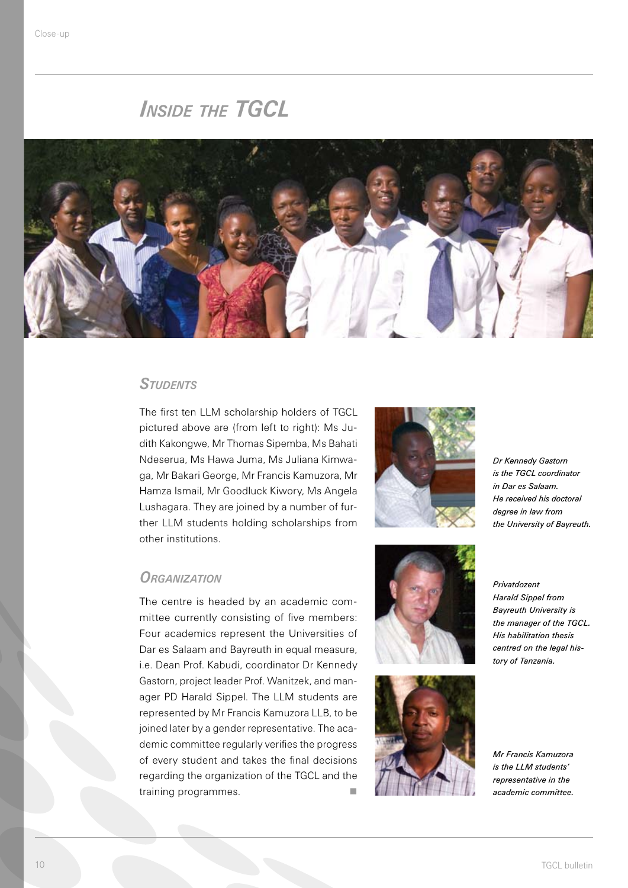# *Inside the TGCL*

## *Students*

The first ten LLM scholarship holders of TGCL pictured above are (from left to right): Ms Judith Kakongwe, Mr Thomas Sipemba, Ms Bahati Ndeserua, Ms Hawa Juma, Ms Juliana Kimwaga, Mr Bakari George, Mr Francis Kamuzora, Mr Hamza Ismail, Mr Goodluck Kiwory, Ms Angela Lushagara. They are joined by a number of further LLM students holding scholarships from other institutions.

## *Organization*

The centre is headed by an academic committee currently consisting of five members: Four academics represent the Universities of Dar es Salaam and Bayreuth in equal measure, i.e. Dean Prof. Kabudi, coordinator Dr Kennedy Gastorn, project leader Prof. Wanitzek, and manager PD Harald Sippel. The LLM students are represented by Mr Francis Kamuzora LLB, to be joined later by a gender representative. The academic committee regularly verifies the progress of every student and takes the final decisions regarding the organization of the TGCL and the training programmes.

*Dr Kennedy Gastorn is the TGCL coordinator in Dar es Salaam. He received his doctoral degree in law from the University of Bayreuth.*

*Privatdozent Harald Sippel from Bayreuth University is the manager of the TGCL. His habilitation thesis centred on the legal history of Tanzania.*

*Mr Francis Kamuzora is the LLM students' representative in the academic committee.*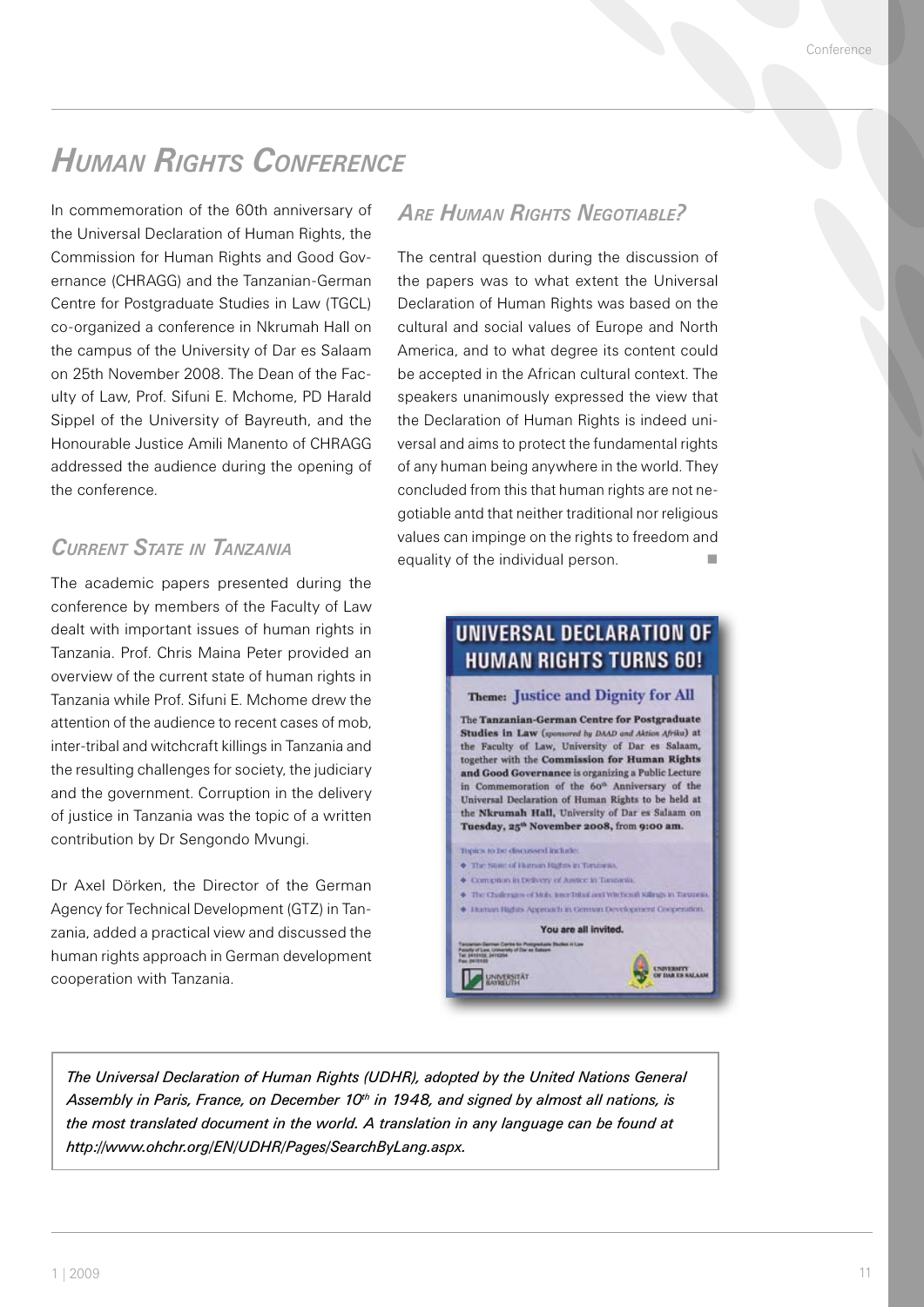# *Human Rights Conference*

In commemoration of the 60th anniversary of the Universal Declaration of Human Rights, the Commission for Human Rights and Good Governance (CHRAGG) and the Tanzanian-German Centre for Postgraduate Studies in Law (TGCL) co-organized a conference in Nkrumah Hall on the campus of the University of Dar es Salaam on 25th November 2008. The Dean of the Faculty of Law, Prof. Sifuni E. Mchome, PD Harald Sippel of the University of Bayreuth, and the Honourable Justice Amili Manento of CHRAGG addressed the audience during the opening of the conference.

## *Current State in Tanzania*

The academic papers presented during the conference by members of the Faculty of Law dealt with important issues of human rights in Tanzania. Prof. Chris Maina Peter provided an overview of the current state of human rights in Tanzania while Prof. Sifuni E. Mchome drew the attention of the audience to recent cases of mob, inter-tribal and witchcraft killings in Tanzania and the resulting challenges for society, the judiciary and the government. Corruption in the delivery of justice in Tanzania was the topic of a written contribution by Dr Sengondo Mvungi.

Dr Axel Dörken, the Director of the German Agency for Technical Development (GTZ) in Tanzania, added a practical view and discussed the human rights approach in German development cooperation with Tanzania.

## *Are Human Rights Negotiable?*

The central question during the discussion of the papers was to what extent the Universal Declaration of Human Rights was based on the cultural and social values of Europe and North America, and to what degree its content could be accepted in the African cultural context. The speakers unanimously expressed the view that the Declaration of Human Rights is indeed universal and aims to protect the fundamental rights of any human being anywhere in the world. They concluded from this that human rights are not negotiable antd that neither traditional nor religious values can impinge on the rights to freedom and equality of the individual person.

**UNIVERSAL DECLARATION OF HUMAN RIGHTS TURNS 60!**

**Theme: Justice and Dignity for All**

The **Tanzanian-German Centre for Postgraduate Studies in Law** (*sponsored by DAAD and Aktion Afrika*) at the Faculty of Law, University of Dar es Salaam, together with the **Commission for Human Rights and Good Governance** is organizing a Public Lecture in Commemoration of the 60th Anniversary of the Universal Declaration of Human Rights to be held at the **Nkrumah Hall**, University of Dar es Salaam on **Tuesday, 25th November 2008,** from **9:00 am.**

Topics to be discussed include:

- The State of Human Rights in Tanzania.
- Corruption in Delivery of Justice in Tanzania.
- The Challenges of Mob, Inter-Tribal and Witchcraft Killings in Tanzania.
- Human Rights Approach in German Development Cooperation.

**You are all invited.**

*The Universal Declaration of Human Rights (UDHR), adopted by the United Nations General Assembly in Paris, France, on December 10th in 1948, and signed by almost all nations, is the most translated document in the world. A translation in any language can be found at http://www.ohchr.org/EN/UDHR/Pages/SearchByLang.aspx.*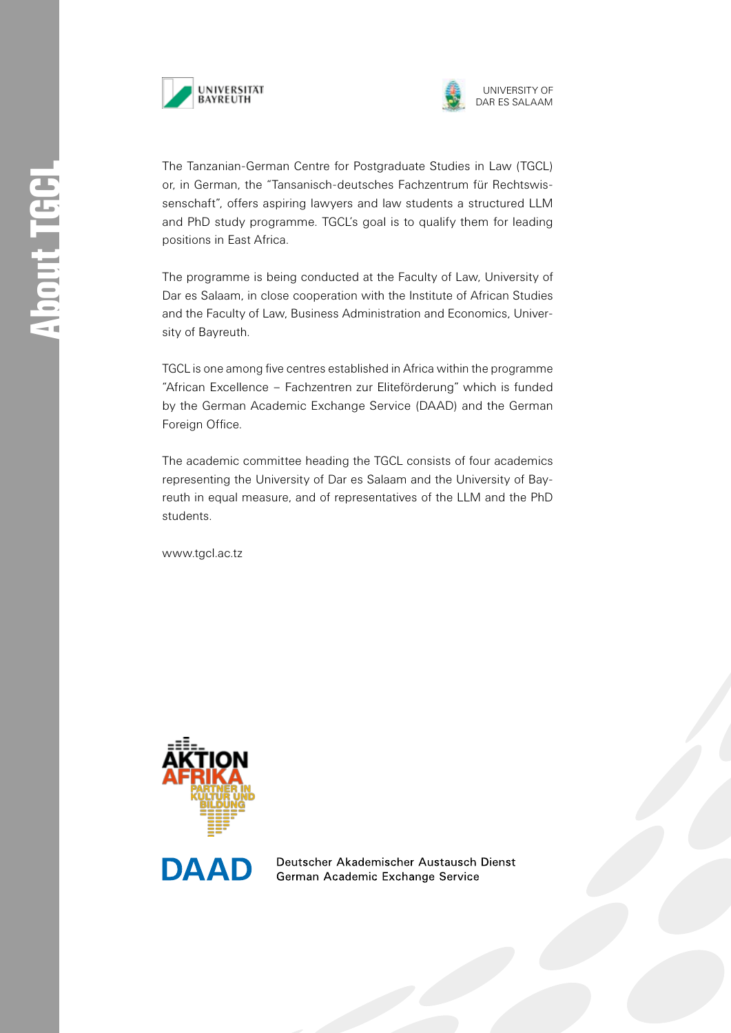# About TGCL

UNIVERSITÄT BAYREUTH

UNIVERSITY OF DAR ES SALAAM

The Tanzanian-German Centre for Postgraduate Studies in Law (TGCL) or, in German, the "Tansanisch-deutsches Fachzentrum für Rechtswissenschaft", offers aspiring lawyers and law students a structured LLM and PhD study programme. TGCL's goal is to qualify them for leading positions in East Africa.

The programme is being conducted at the Faculty of Law, University of Dar es Salaam, in close cooperation with the Institute of African Studies and the Faculty of Law, Business Administration and Economics, University of Bayreuth.

TGCL is one among five centres established in Africa within the programme "African Excellence – Fachzentren zur Eliteförderung" which is funded by the German Academic Exchange Service (DAAD) and the German Foreign Office.

The academic committee heading the TGCL consists of four academics representing the University of Dar es Salaam and the University of Bayreuth in equal measure, and of representatives of the LLM and the PhD students.

www.tgcl.ac.tz

AKTION AFRIKA
PARTNER IN KULTUR UND BILDUNG

DAAD

Deutscher Akademischer Austausch Dienst
German Academic Exchange Service